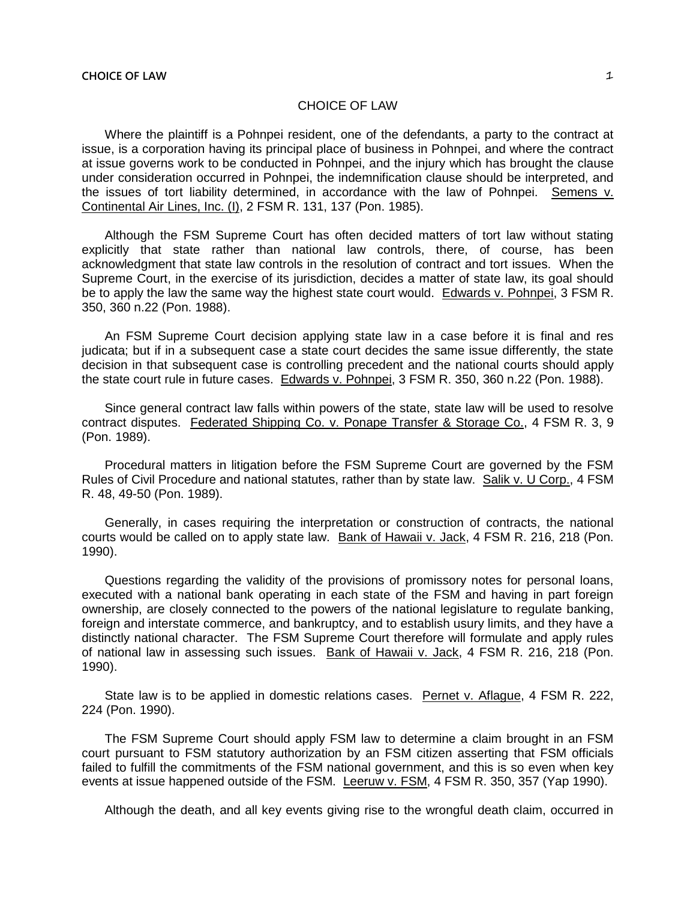# CHOICE OF LAW

Where the plaintiff is a Pohnpei resident, one of the defendants, a party to the contract at issue, is a corporation having its principal place of business in Pohnpei, and where the contract at issue governs work to be conducted in Pohnpei, and the injury which has brought the clause under consideration occurred in Pohnpei, the indemnification clause should be interpreted, and the issues of tort liability determined, in accordance with the law of Pohnpei. Semens v. Continental Air Lines, Inc. (I), 2 FSM R. 131, 137 (Pon. 1985).

Although the FSM Supreme Court has often decided matters of tort law without stating explicitly that state rather than national law controls, there, of course, has been acknowledgment that state law controls in the resolution of contract and tort issues. When the Supreme Court, in the exercise of its jurisdiction, decides a matter of state law, its goal should be to apply the law the same way the highest state court would. Edwards v. Pohnpei, 3 FSM R. 350, 360 n.22 (Pon. 1988).

An FSM Supreme Court decision applying state law in a case before it is final and res judicata; but if in a subsequent case a state court decides the same issue differently, the state decision in that subsequent case is controlling precedent and the national courts should apply the state court rule in future cases. Edwards v. Pohnpei, 3 FSM R. 350, 360 n.22 (Pon. 1988).

Since general contract law falls within powers of the state, state law will be used to resolve contract disputes. Federated Shipping Co. v. Ponape Transfer & Storage Co., 4 FSM R. 3, 9 (Pon. 1989).

Procedural matters in litigation before the FSM Supreme Court are governed by the FSM Rules of Civil Procedure and national statutes, rather than by state law. Salik v. U Corp., 4 FSM R. 48, 49-50 (Pon. 1989).

Generally, in cases requiring the interpretation or construction of contracts, the national courts would be called on to apply state law. Bank of Hawaii v. Jack, 4 FSM R. 216, 218 (Pon. 1990).

Questions regarding the validity of the provisions of promissory notes for personal loans, executed with a national bank operating in each state of the FSM and having in part foreign ownership, are closely connected to the powers of the national legislature to regulate banking, foreign and interstate commerce, and bankruptcy, and to establish usury limits, and they have a distinctly national character. The FSM Supreme Court therefore will formulate and apply rules of national law in assessing such issues. Bank of Hawaii v. Jack, 4 FSM R. 216, 218 (Pon. 1990).

State law is to be applied in domestic relations cases. Pernet v. Aflague, 4 FSM R. 222, 224 (Pon. 1990).

The FSM Supreme Court should apply FSM law to determine a claim brought in an FSM court pursuant to FSM statutory authorization by an FSM citizen asserting that FSM officials failed to fulfill the commitments of the FSM national government, and this is so even when key events at issue happened outside of the FSM. Leeruw v. FSM, 4 FSM R. 350, 357 (Yap 1990).

Although the death, and all key events giving rise to the wrongful death claim, occurred in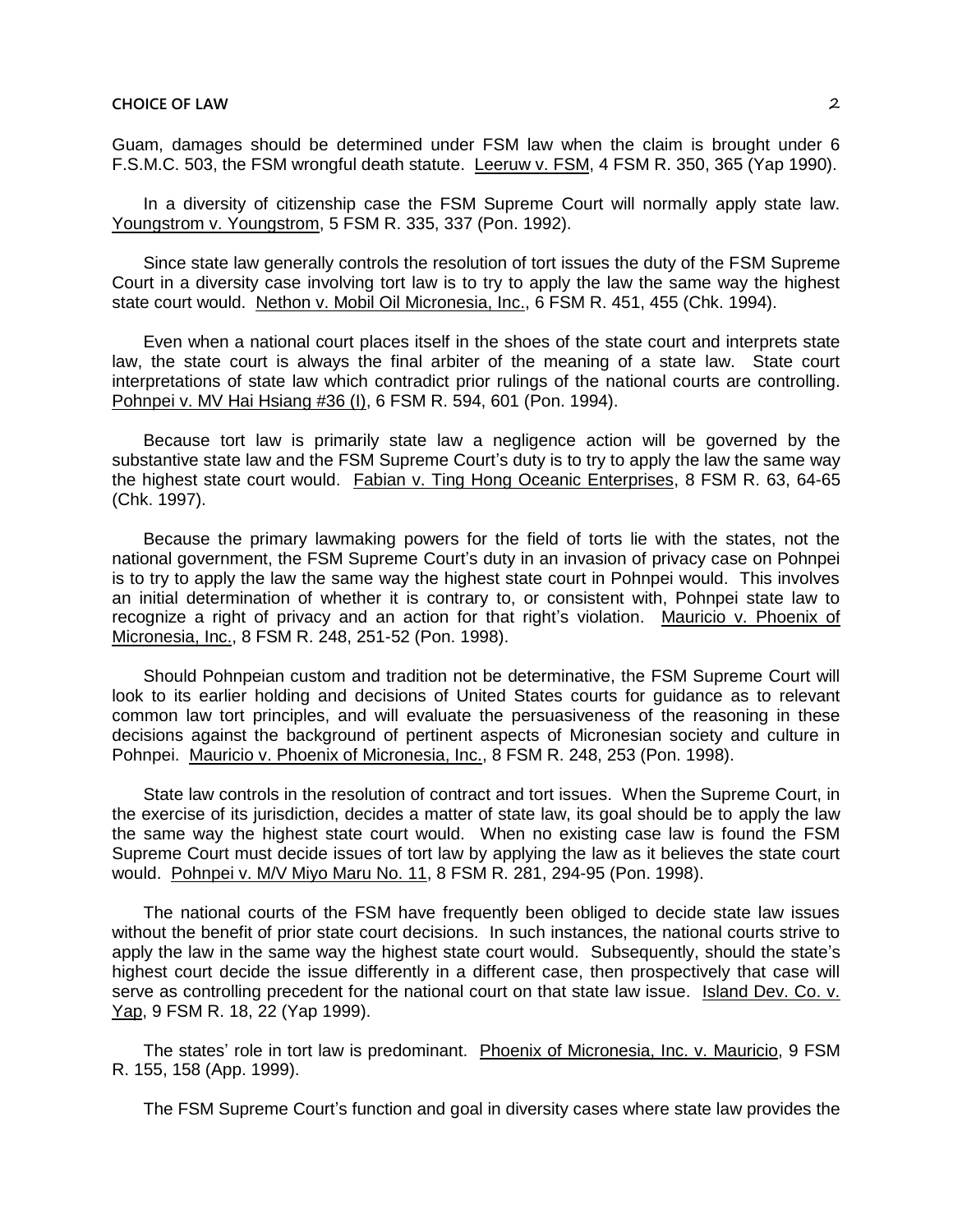Guam, damages should be determined under FSM law when the claim is brought under 6 F.S.M.C. 503, the FSM wrongful death statute. Leeruw v. FSM, 4 FSM R. 350, 365 (Yap 1990).

In a diversity of citizenship case the FSM Supreme Court will normally apply state law. Youngstrom v. Youngstrom, 5 FSM R. 335, 337 (Pon. 1992).

Since state law generally controls the resolution of tort issues the duty of the FSM Supreme Court in a diversity case involving tort law is to try to apply the law the same way the highest state court would. Nethon v. Mobil Oil Micronesia, Inc., 6 FSM R. 451, 455 (Chk. 1994).

Even when a national court places itself in the shoes of the state court and interprets state law, the state court is always the final arbiter of the meaning of a state law. State court interpretations of state law which contradict prior rulings of the national courts are controlling. Pohnpei v. MV Hai Hsiang #36 (I), 6 FSM R. 594, 601 (Pon. 1994).

Because tort law is primarily state law a negligence action will be governed by the substantive state law and the FSM Supreme Court's duty is to try to apply the law the same way the highest state court would. Fabian v. Ting Hong Oceanic Enterprises, 8 FSM R. 63, 64-65 (Chk. 1997).

Because the primary lawmaking powers for the field of torts lie with the states, not the national government, the FSM Supreme Court's duty in an invasion of privacy case on Pohnpei is to try to apply the law the same way the highest state court in Pohnpei would. This involves an initial determination of whether it is contrary to, or consistent with, Pohnpei state law to recognize a right of privacy and an action for that right's violation. Mauricio v. Phoenix of Micronesia, Inc., 8 FSM R. 248, 251-52 (Pon. 1998).

Should Pohnpeian custom and tradition not be determinative, the FSM Supreme Court will look to its earlier holding and decisions of United States courts for guidance as to relevant common law tort principles, and will evaluate the persuasiveness of the reasoning in these decisions against the background of pertinent aspects of Micronesian society and culture in Pohnpei. Mauricio v. Phoenix of Micronesia, Inc., 8 FSM R. 248, 253 (Pon. 1998).

State law controls in the resolution of contract and tort issues. When the Supreme Court, in the exercise of its jurisdiction, decides a matter of state law, its goal should be to apply the law the same way the highest state court would. When no existing case law is found the FSM Supreme Court must decide issues of tort law by applying the law as it believes the state court would. Pohnpei v. M/V Miyo Maru No. 11, 8 FSM R. 281, 294-95 (Pon. 1998).

The national courts of the FSM have frequently been obliged to decide state law issues without the benefit of prior state court decisions. In such instances, the national courts strive to apply the law in the same way the highest state court would. Subsequently, should the state's highest court decide the issue differently in a different case, then prospectively that case will serve as controlling precedent for the national court on that state law issue. Island Dev. Co. v. Yap, 9 FSM R. 18, 22 (Yap 1999).

The states' role in tort law is predominant. Phoenix of Micronesia, Inc. v. Mauricio, 9 FSM R. 155, 158 (App. 1999).

The FSM Supreme Court's function and goal in diversity cases where state law provides the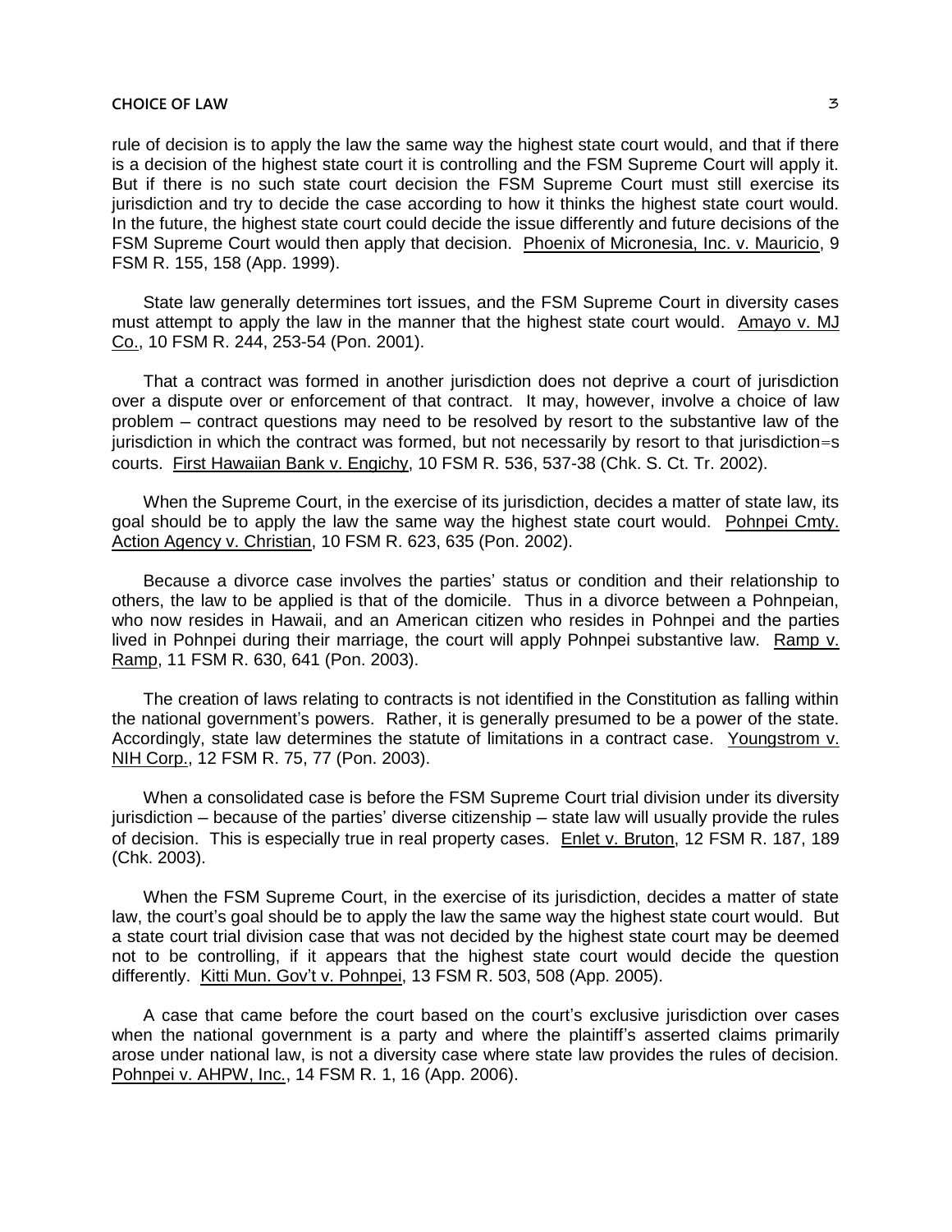rule of decision is to apply the law the same way the highest state court would, and that if there is a decision of the highest state court it is controlling and the FSM Supreme Court will apply it. But if there is no such state court decision the FSM Supreme Court must still exercise its jurisdiction and try to decide the case according to how it thinks the highest state court would. In the future, the highest state court could decide the issue differently and future decisions of the FSM Supreme Court would then apply that decision. Phoenix of Micronesia, Inc. v. Mauricio, 9 FSM R. 155, 158 (App. 1999).

State law generally determines tort issues, and the FSM Supreme Court in diversity cases must attempt to apply the law in the manner that the highest state court would. Amayo v. MJ Co., 10 FSM R. 244, 253-54 (Pon. 2001).

That a contract was formed in another jurisdiction does not deprive a court of jurisdiction over a dispute over or enforcement of that contract. It may, however, involve a choice of law problem – contract questions may need to be resolved by resort to the substantive law of the jurisdiction in which the contract was formed, but not necessarily by resort to that jurisdiction=s courts. First Hawaiian Bank v. Engichy, 10 FSM R. 536, 537-38 (Chk. S. Ct. Tr. 2002).

When the Supreme Court, in the exercise of its jurisdiction, decides a matter of state law, its goal should be to apply the law the same way the highest state court would. Pohnpei Cmty. Action Agency v. Christian, 10 FSM R. 623, 635 (Pon. 2002).

Because a divorce case involves the parties' status or condition and their relationship to others, the law to be applied is that of the domicile. Thus in a divorce between a Pohnpeian, who now resides in Hawaii, and an American citizen who resides in Pohnpei and the parties lived in Pohnpei during their marriage, the court will apply Pohnpei substantive law. Ramp v. Ramp, 11 FSM R. 630, 641 (Pon. 2003).

The creation of laws relating to contracts is not identified in the Constitution as falling within the national government's powers. Rather, it is generally presumed to be a power of the state. Accordingly, state law determines the statute of limitations in a contract case. Youngstrom v. NIH Corp., 12 FSM R. 75, 77 (Pon. 2003).

When a consolidated case is before the FSM Supreme Court trial division under its diversity jurisdiction – because of the parties' diverse citizenship – state law will usually provide the rules of decision. This is especially true in real property cases. Enlet v. Bruton, 12 FSM R. 187, 189 (Chk. 2003).

When the FSM Supreme Court, in the exercise of its jurisdiction, decides a matter of state law, the court's goal should be to apply the law the same way the highest state court would. But a state court trial division case that was not decided by the highest state court may be deemed not to be controlling, if it appears that the highest state court would decide the question differently. Kitti Mun. Gov't v. Pohnpei, 13 FSM R. 503, 508 (App. 2005).

A case that came before the court based on the court's exclusive jurisdiction over cases when the national government is a party and where the plaintiff's asserted claims primarily arose under national law, is not a diversity case where state law provides the rules of decision. Pohnpei v. AHPW, Inc., 14 FSM R. 1, 16 (App. 2006).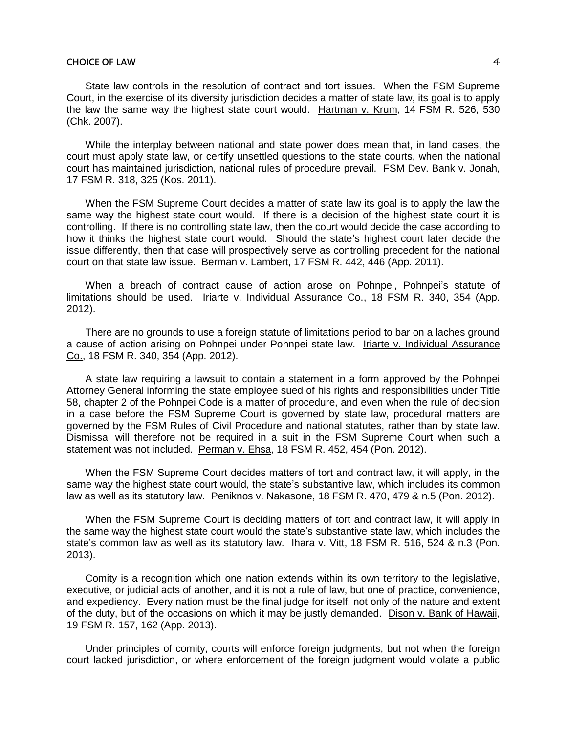State law controls in the resolution of contract and tort issues. When the FSM Supreme Court, in the exercise of its diversity jurisdiction decides a matter of state law, its goal is to apply the law the same way the highest state court would. Hartman v. Krum, 14 FSM R. 526, 530 (Chk. 2007).

While the interplay between national and state power does mean that, in land cases, the court must apply state law, or certify unsettled questions to the state courts, when the national court has maintained jurisdiction, national rules of procedure prevail. FSM Dev. Bank v. Jonah, 17 FSM R. 318, 325 (Kos. 2011).

When the FSM Supreme Court decides a matter of state law its goal is to apply the law the same way the highest state court would. If there is a decision of the highest state court it is controlling. If there is no controlling state law, then the court would decide the case according to how it thinks the highest state court would. Should the state's highest court later decide the issue differently, then that case will prospectively serve as controlling precedent for the national court on that state law issue. Berman v. Lambert, 17 FSM R. 442, 446 (App. 2011).

When a breach of contract cause of action arose on Pohnpei, Pohnpei's statute of limitations should be used. Iriarte v. Individual Assurance Co., 18 FSM R. 340, 354 (App. 2012).

There are no grounds to use a foreign statute of limitations period to bar on a laches ground a cause of action arising on Pohnpei under Pohnpei state law. Iriarte v. Individual Assurance Co., 18 FSM R. 340, 354 (App. 2012).

A state law requiring a lawsuit to contain a statement in a form approved by the Pohnpei Attorney General informing the state employee sued of his rights and responsibilities under Title 58, chapter 2 of the Pohnpei Code is a matter of procedure, and even when the rule of decision in a case before the FSM Supreme Court is governed by state law, procedural matters are governed by the FSM Rules of Civil Procedure and national statutes, rather than by state law. Dismissal will therefore not be required in a suit in the FSM Supreme Court when such a statement was not included. Perman v. Ehsa, 18 FSM R. 452, 454 (Pon. 2012).

When the FSM Supreme Court decides matters of tort and contract law, it will apply, in the same way the highest state court would, the state's substantive law, which includes its common law as well as its statutory law. Peniknos v. Nakasone, 18 FSM R. 470, 479 & n.5 (Pon. 2012).

When the FSM Supreme Court is deciding matters of tort and contract law, it will apply in the same way the highest state court would the state's substantive state law, which includes the state's common law as well as its statutory law. Ihara v. Vitt, 18 FSM R. 516, 524 & n.3 (Pon. 2013).

Comity is a recognition which one nation extends within its own territory to the legislative, executive, or judicial acts of another, and it is not a rule of law, but one of practice, convenience, and expediency. Every nation must be the final judge for itself, not only of the nature and extent of the duty, but of the occasions on which it may be justly demanded. Dison v. Bank of Hawaii, 19 FSM R. 157, 162 (App. 2013).

Under principles of comity, courts will enforce foreign judgments, but not when the foreign court lacked jurisdiction, or where enforcement of the foreign judgment would violate a public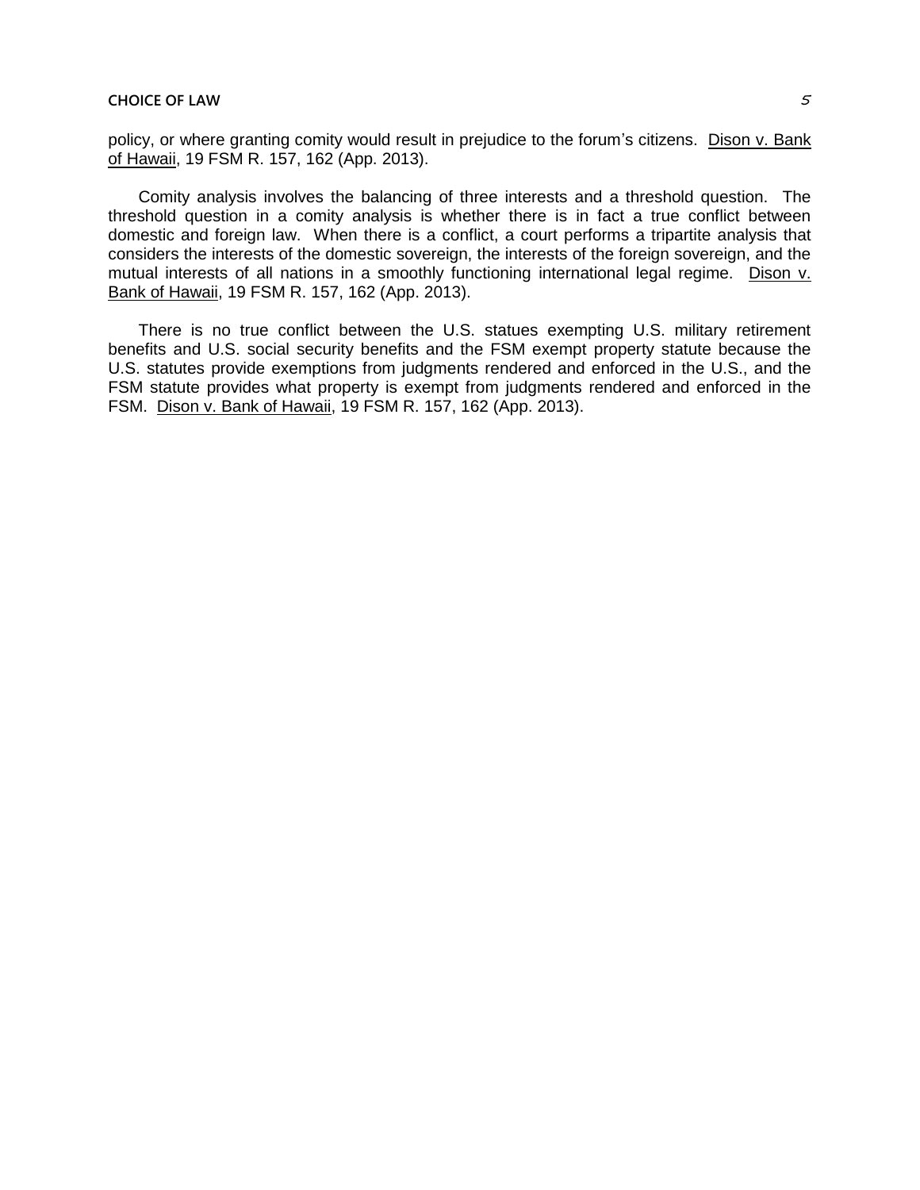policy, or where granting comity would result in prejudice to the forum's citizens. Dison v. Bank of Hawaii, 19 FSM R. 157, 162 (App. 2013).

Comity analysis involves the balancing of three interests and a threshold question. The threshold question in a comity analysis is whether there is in fact a true conflict between domestic and foreign law. When there is a conflict, a court performs a tripartite analysis that considers the interests of the domestic sovereign, the interests of the foreign sovereign, and the mutual interests of all nations in a smoothly functioning international legal regime. Dison v. Bank of Hawaii, 19 FSM R. 157, 162 (App. 2013).

There is no true conflict between the U.S. statues exempting U.S. military retirement benefits and U.S. social security benefits and the FSM exempt property statute because the U.S. statutes provide exemptions from judgments rendered and enforced in the U.S., and the FSM statute provides what property is exempt from judgments rendered and enforced in the FSM. Dison v. Bank of Hawaii, 19 FSM R. 157, 162 (App. 2013).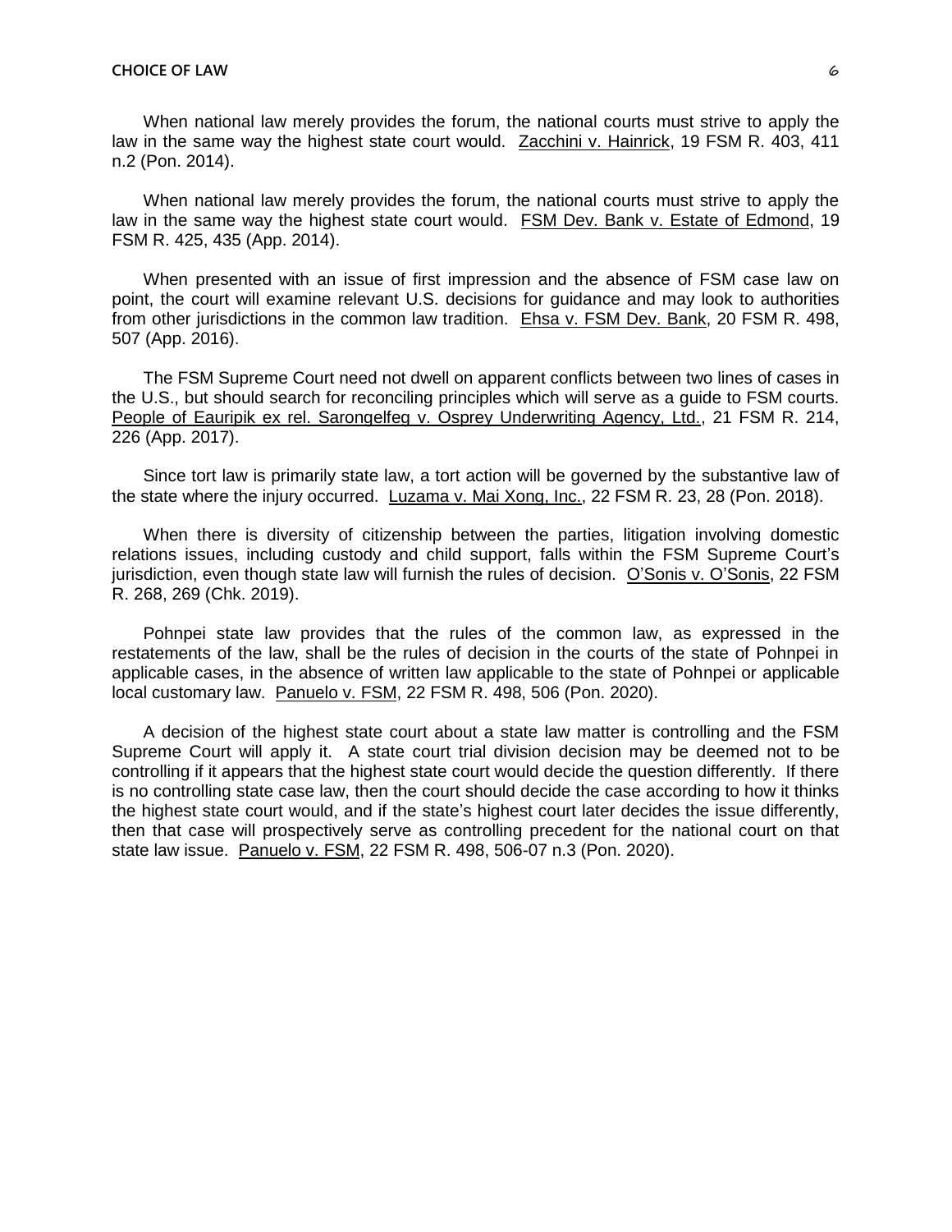When national law merely provides the forum, the national courts must strive to apply the law in the same way the highest state court would. Zacchini v. Hainrick, 19 FSM R. 403, 411 n.2 (Pon. 2014).

When national law merely provides the forum, the national courts must strive to apply the law in the same way the highest state court would. FSM Dev. Bank v. Estate of Edmond, 19 FSM R. 425, 435 (App. 2014).

When presented with an issue of first impression and the absence of FSM case law on point, the court will examine relevant U.S. decisions for guidance and may look to authorities from other jurisdictions in the common law tradition. Ehsa v. FSM Dev. Bank, 20 FSM R. 498, 507 (App. 2016).

The FSM Supreme Court need not dwell on apparent conflicts between two lines of cases in the U.S., but should search for reconciling principles which will serve as a guide to FSM courts. People of Eauripik ex rel. Sarongelfeg v. Osprey Underwriting Agency, Ltd., 21 FSM R. 214, 226 (App. 2017).

Since tort law is primarily state law, a tort action will be governed by the substantive law of the state where the injury occurred. Luzama v. Mai Xong, Inc., 22 FSM R. 23, 28 (Pon. 2018).

When there is diversity of citizenship between the parties, litigation involving domestic relations issues, including custody and child support, falls within the FSM Supreme Court's jurisdiction, even though state law will furnish the rules of decision. O'Sonis v. O'Sonis, 22 FSM R. 268, 269 (Chk. 2019).

Pohnpei state law provides that the rules of the common law, as expressed in the restatements of the law, shall be the rules of decision in the courts of the state of Pohnpei in applicable cases, in the absence of written law applicable to the state of Pohnpei or applicable local customary law. Panuelo v. FSM, 22 FSM R. 498, 506 (Pon. 2020).

A decision of the highest state court about a state law matter is controlling and the FSM Supreme Court will apply it. A state court trial division decision may be deemed not to be controlling if it appears that the highest state court would decide the question differently. If there is no controlling state case law, then the court should decide the case according to how it thinks the highest state court would, and if the state's highest court later decides the issue differently, then that case will prospectively serve as controlling precedent for the national court on that state law issue. Panuelo v. FSM, 22 FSM R. 498, 506-07 n.3 (Pon. 2020).